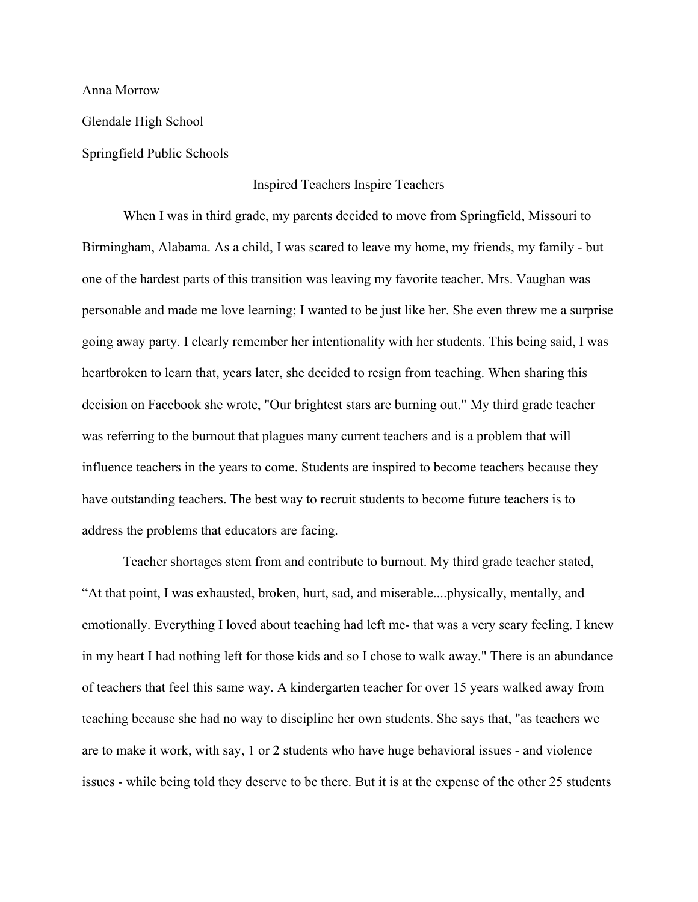Anna Morrow

Glendale High School

Springfield Public Schools

## Inspired Teachers Inspire Teachers

When I was in third grade, my parents decided to move from Springfield, Missouri to Birmingham, Alabama. As a child, I was scared to leave my home, my friends, my family - but one of the hardest parts of this transition was leaving my favorite teacher. Mrs. Vaughan was personable and made me love learning; I wanted to be just like her. She even threw me a surprise going away party. I clearly remember her intentionality with her students. This being said, I was heartbroken to learn that, years later, she decided to resign from teaching. When sharing this decision on Facebook she wrote, "Our brightest stars are burning out." My third grade teacher was referring to the burnout that plagues many current teachers and is a problem that will influence teachers in the years to come. Students are inspired to become teachers because they have outstanding teachers. The best way to recruit students to become future teachers is to address the problems that educators are facing.

Teacher shortages stem from and contribute to burnout. My third grade teacher stated, "At that point, I was exhausted, broken, hurt, sad, and miserable....physically, mentally, and emotionally. Everything I loved about teaching had left me- that was a very scary feeling. I knew in my heart I had nothing left for those kids and so I chose to walk away." There is an abundance of teachers that feel this same way. A kindergarten teacher for over 15 years walked away from teaching because she had no way to discipline her own students. She says that, "as teachers we are to make it work, with say, 1 or 2 students who have huge behavioral issues - and violence issues - while being told they deserve to be there. But it is at the expense of the other 25 students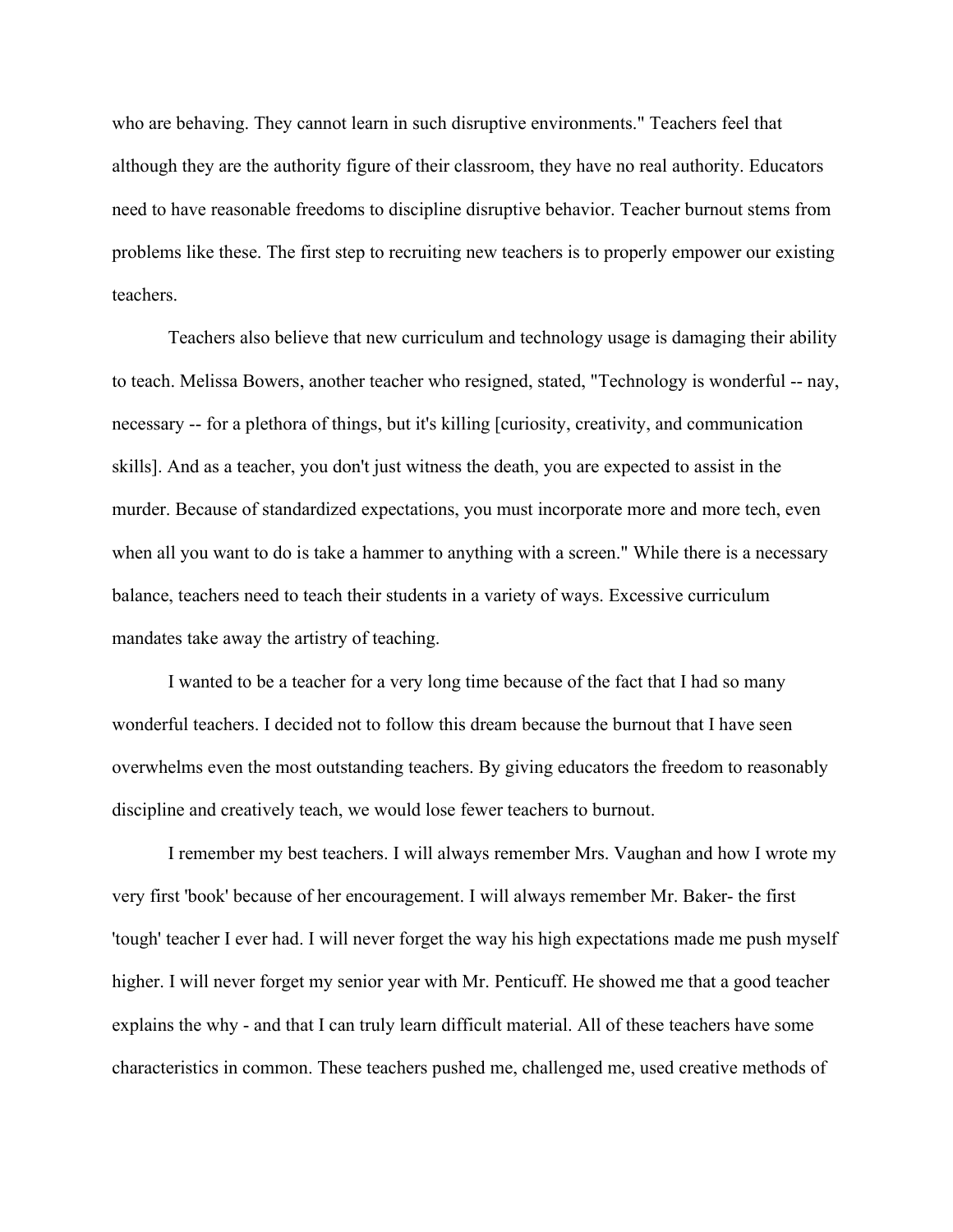who are behaving. They cannot learn in such disruptive environments." Teachers feel that although they are the authority figure of their classroom, they have no real authority. Educators need to have reasonable freedoms to discipline disruptive behavior. Teacher burnout stems from problems like these. The first step to recruiting new teachers is to properly empower our existing teachers.

Teachers also believe that new curriculum and technology usage is damaging their ability to teach. Melissa Bowers, another teacher who resigned, stated, "Technology is wonderful -- nay, necessary -- for a plethora of things, but it's killing [curiosity, creativity, and communication skills]. And as a teacher, you don't just witness the death, you are expected to assist in the murder. Because of standardized expectations, you must incorporate more and more tech, even when all you want to do is take a hammer to anything with a screen." While there is a necessary balance, teachers need to teach their students in a variety of ways. Excessive curriculum mandates take away the artistry of teaching.

I wanted to be a teacher for a very long time because of the fact that I had so many wonderful teachers. I decided not to follow this dream because the burnout that I have seen overwhelms even the most outstanding teachers. By giving educators the freedom to reasonably discipline and creatively teach, we would lose fewer teachers to burnout.

I remember my best teachers. I will always remember Mrs. Vaughan and how I wrote my very first 'book' because of her encouragement. I will always remember Mr. Baker- the first 'tough' teacher I ever had. I will never forget the way his high expectations made me push myself higher. I will never forget my senior year with Mr. Penticuff. He showed me that a good teacher explains the why - and that I can truly learn difficult material. All of these teachers have some characteristics in common. These teachers pushed me, challenged me, used creative methods of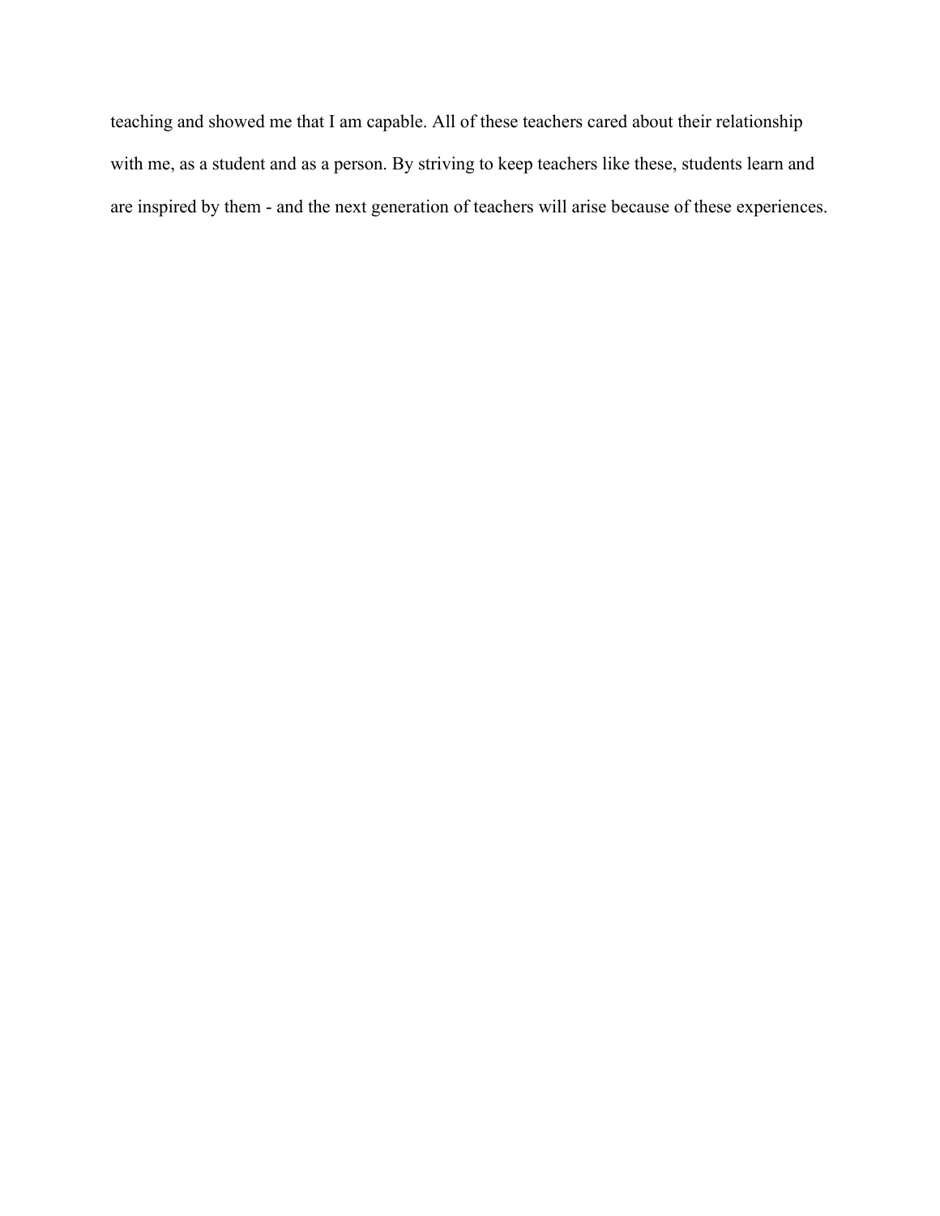teaching and showed me that I am capable. All of these teachers cared about their relationship with me, as a student and as a person. By striving to keep teachers like these, students learn and are inspired by them - and the next generation of teachers will arise because of these experiences.